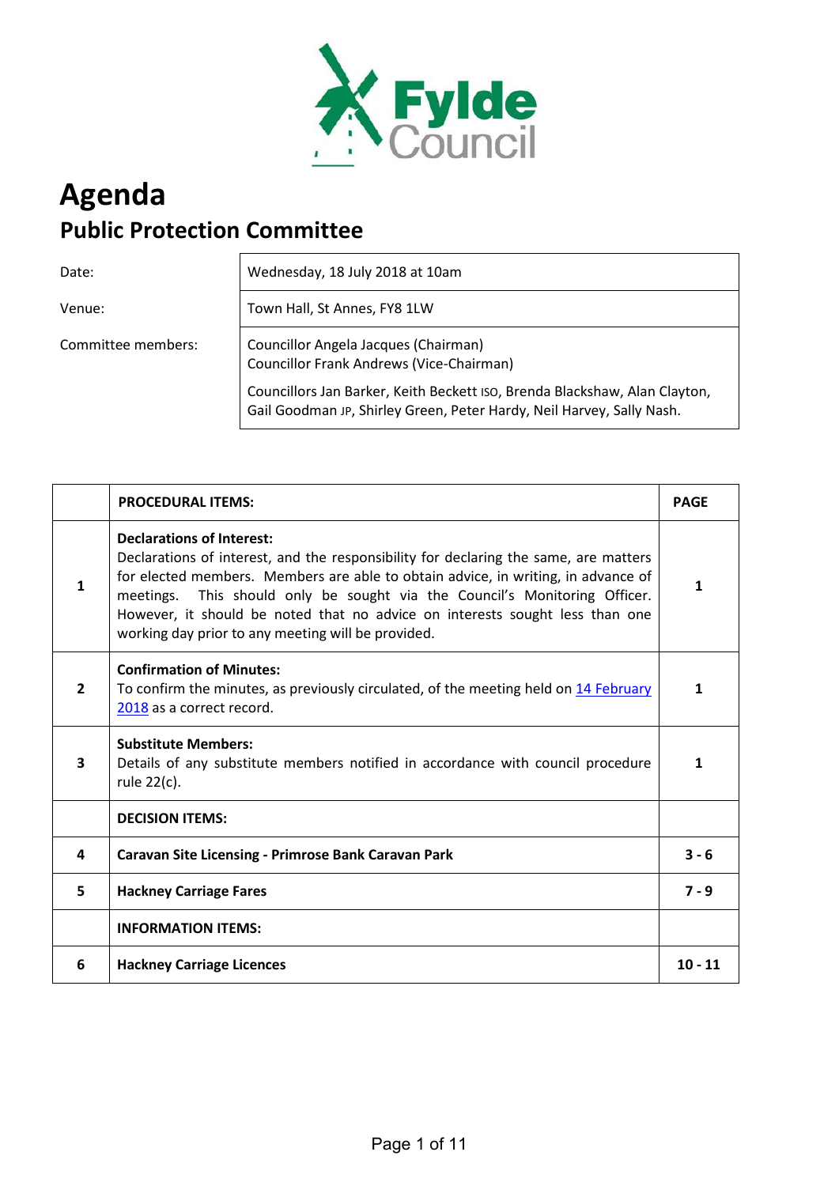# Agenda

## Public Protection Committee

| | |
|---|---|
| Date: | Wednesday, 18 July 2018 at 10am |
| Venue: | Town Hall, St Annes, FY8 1LW |
| Committee members: | Councillor Angela Jacques (Chairman)<br>Councillor Frank Andrews (Vice-Chairman)<br><br>Councillors Jan Barker, Keith Beckett ISO, Brenda Blackshaw, Alan Clayton, Gail Goodman JP, Shirley Green, Peter Hardy, Neil Harvey, Sally Nash. |

| | PROCEDURAL ITEMS: | PAGE |
|---|---|---|
| 1 | **Declarations of Interest:**<br>Declarations of interest, and the responsibility for declaring the same, are matters for elected members. Members are able to obtain advice, in writing, in advance of meetings. This should only be sought via the Council's Monitoring Officer. However, it should be noted that no advice on interests sought less than one working day prior to any meeting will be provided. | 1 |
| 2 | **Confirmation of Minutes:**<br>To confirm the minutes, as previously circulated, of the meeting held on 14 February 2018 as a correct record. | 1 |
| 3 | **Substitute Members:**<br>Details of any substitute members notified in accordance with council procedure rule 22(c). | 1 |
| | **DECISION ITEMS:** | |
| 4 | **Caravan Site Licensing - Primrose Bank Caravan Park** | 3 - 6 |
| 5 | **Hackney Carriage Fares** | 7 - 9 |
| | **INFORMATION ITEMS:** | |
| 6 | **Hackney Carriage Licences** | 10 - 11 |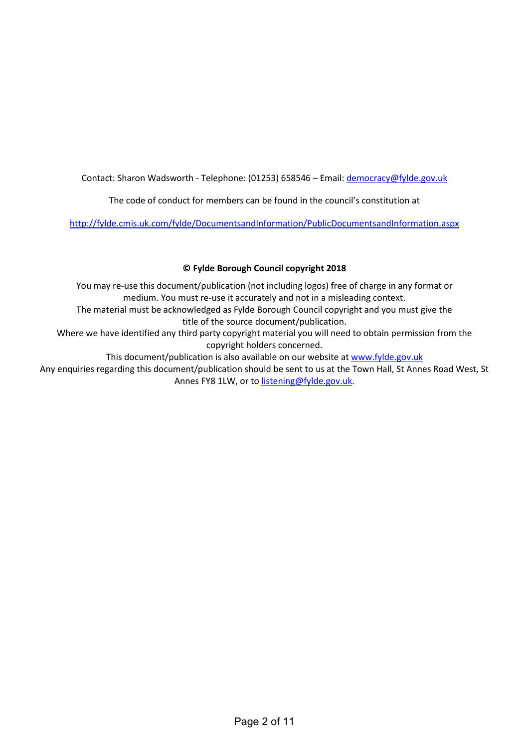Contact: Sharon Wadsworth - Telephone: (01253) 658546 – Email: [democracy@fylde.gov.uk](mailto:democracy@fylde.gov.uk)

The code of conduct for members can be found in the council's constitution at

[http://fylde.cmis.uk.com/fylde/DocumentsandInformation/PublicDocumentsandInformation.aspx](http://fylde.cmis.uk.com/fylde/DocumentsandInformation/PublicDocumentsandInformation.aspx)

**© Fylde Borough Council copyright 2018**

You may re-use this document/publication (not including logos) free of charge in any format or medium. You must re-use it accurately and not in a misleading context.
The material must be acknowledged as Fylde Borough Council copyright and you must give the title of the source document/publication.
Where we have identified any third party copyright material you will need to obtain permission from the copyright holders concerned.
This document/publication is also available on our website at [www.fylde.gov.uk](http://www.fylde.gov.uk)
Any enquiries regarding this document/publication should be sent to us at the Town Hall, St Annes Road West, St Annes FY8 1LW, or to [listening@fylde.gov.uk](mailto:listening@fylde.gov.uk).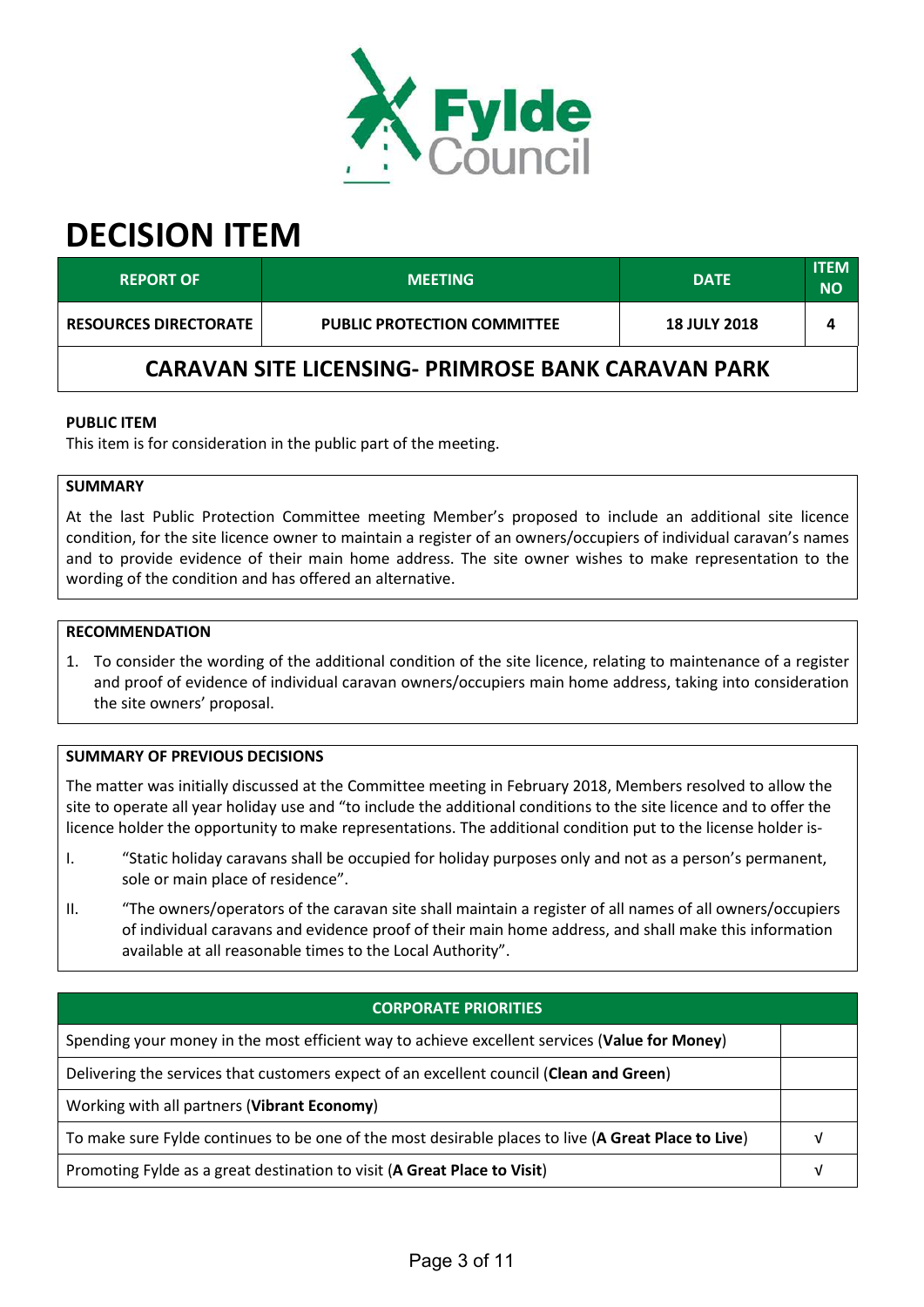# DECISION ITEM

| REPORT OF | MEETING | DATE | ITEM NO |
|---|---|---|---|
| RESOURCES DIRECTORATE | PUBLIC PROTECTION COMMITTEE | 18 JULY 2018 | 4 |

## CARAVAN SITE LICENSING- PRIMROSE BANK CARAVAN PARK

**PUBLIC ITEM**

This item is for consideration in the public part of the meeting.

**SUMMARY**

At the last Public Protection Committee meeting Member's proposed to include an additional site licence condition, for the site licence owner to maintain a register of an owners/occupiers of individual caravan's names and to provide evidence of their main home address. The site owner wishes to make representation to the wording of the condition and has offered an alternative.

**RECOMMENDATION**

1. To consider the wording of the additional condition of the site licence, relating to maintenance of a register and proof of evidence of individual caravan owners/occupiers main home address, taking into consideration the site owners' proposal.

**SUMMARY OF PREVIOUS DECISIONS**

The matter was initially discussed at the Committee meeting in February 2018, Members resolved to allow the site to operate all year holiday use and "to include the additional conditions to the site licence and to offer the licence holder the opportunity to make representations. The additional condition put to the license holder is-

I. "Static holiday caravans shall be occupied for holiday purposes only and not as a person's permanent, sole or main place of residence".

II. "The owners/operators of the caravan site shall maintain a register of all names of all owners/occupiers of individual caravans and evidence proof of their main home address, and shall make this information available at all reasonable times to the Local Authority".

| CORPORATE PRIORITIES | |
|---|---|
| Spending your money in the most efficient way to achieve excellent services (**Value for Money**) | |
| Delivering the services that customers expect of an excellent council (**Clean and Green**) | |
| Working with all partners (**Vibrant Economy**) | |
| To make sure Fylde continues to be one of the most desirable places to live (**A Great Place to Live**) | √ |
| Promoting Fylde as a great destination to visit (**A Great Place to Visit**) | √ |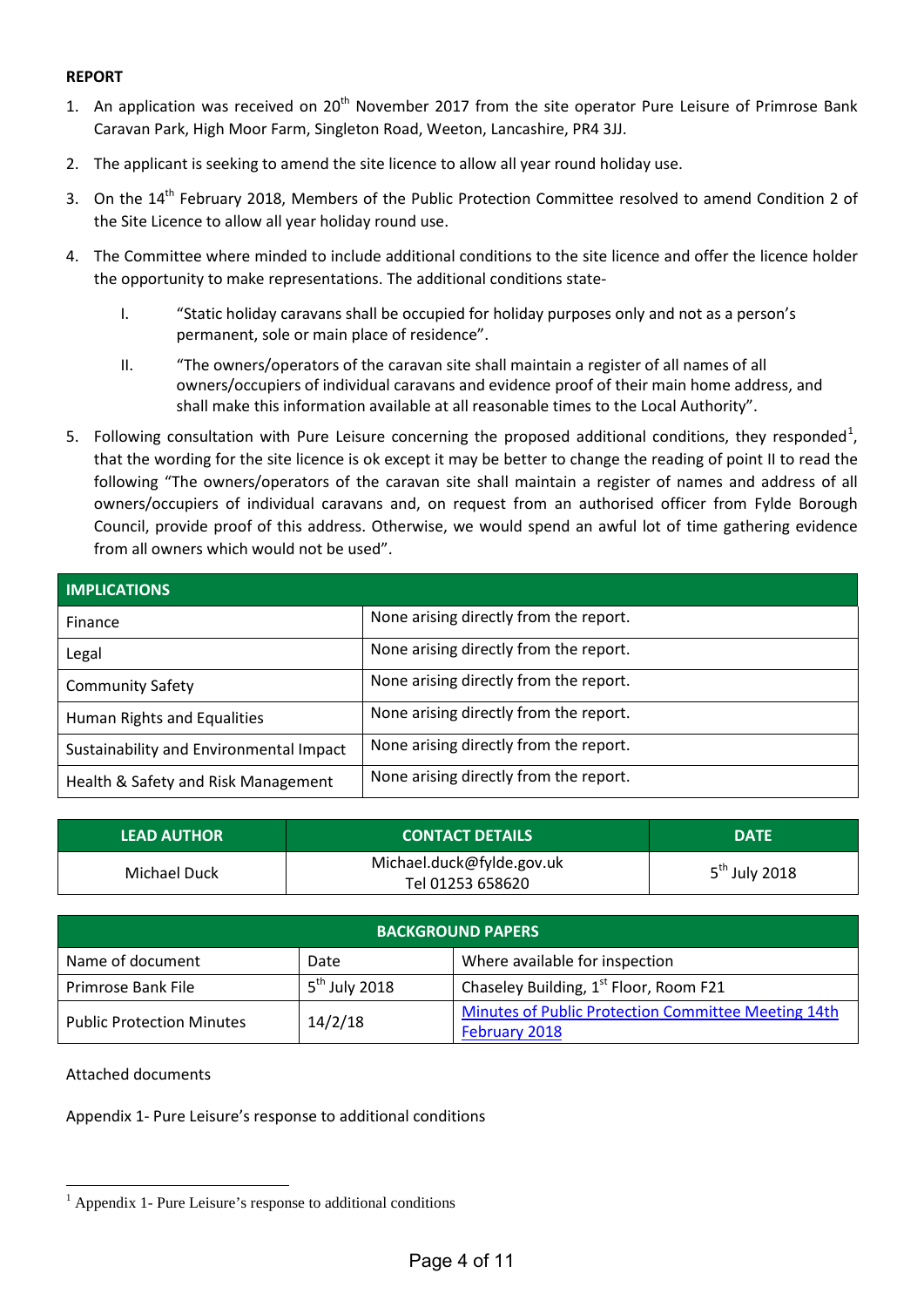**REPORT**

1. An application was received on 20th November 2017 from the site operator Pure Leisure of Primrose Bank Caravan Park, High Moor Farm, Singleton Road, Weeton, Lancashire, PR4 3JJ.
2. The applicant is seeking to amend the site licence to allow all year round holiday use.
3. On the 14th February 2018, Members of the Public Protection Committee resolved to amend Condition 2 of the Site Licence to allow all year holiday round use.
4. The Committee where minded to include additional conditions to the site licence and offer the licence holder the opportunity to make representations. The additional conditions state-

   I. "Static holiday caravans shall be occupied for holiday purposes only and not as a person's permanent, sole or main place of residence".

   II. "The owners/operators of the caravan site shall maintain a register of all names of all owners/occupiers of individual caravans and evidence proof of their main home address, and shall make this information available at all reasonable times to the Local Authority".

5. Following consultation with Pure Leisure concerning the proposed additional conditions, they responded[1], that the wording for the site licence is ok except it may be better to change the reading of point II to read the following "The owners/operators of the caravan site shall maintain a register of names and address of all owners/occupiers of individual caravans and, on request from an authorised officer from Fylde Borough Council, provide proof of this address. Otherwise, we would spend an awful lot of time gathering evidence from all owners which would not be used".

| IMPLICATIONS | |
|---|---|
| Finance | None arising directly from the report. |
| Legal | None arising directly from the report. |
| Community Safety | None arising directly from the report. |
| Human Rights and Equalities | None arising directly from the report. |
| Sustainability and Environmental Impact | None arising directly from the report. |
| Health & Safety and Risk Management | None arising directly from the report. |

| LEAD AUTHOR | CONTACT DETAILS | DATE |
|---|---|---|
| Michael Duck | Michael.duck@fylde.gov.uk Tel 01253 658620 | 5th July 2018 |

| BACKGROUND PAPERS | | |
|---|---|---|
| Name of document | Date | Where available for inspection |
| Primrose Bank File | 5th July 2018 | Chaseley Building, 1st Floor, Room F21 |
| Public Protection Minutes | 14/2/18 | Minutes of Public Protection Committee Meeting 14th February 2018 |

Attached documents

Appendix 1- Pure Leisure's response to additional conditions

[1] Appendix 1- Pure Leisure's response to additional conditions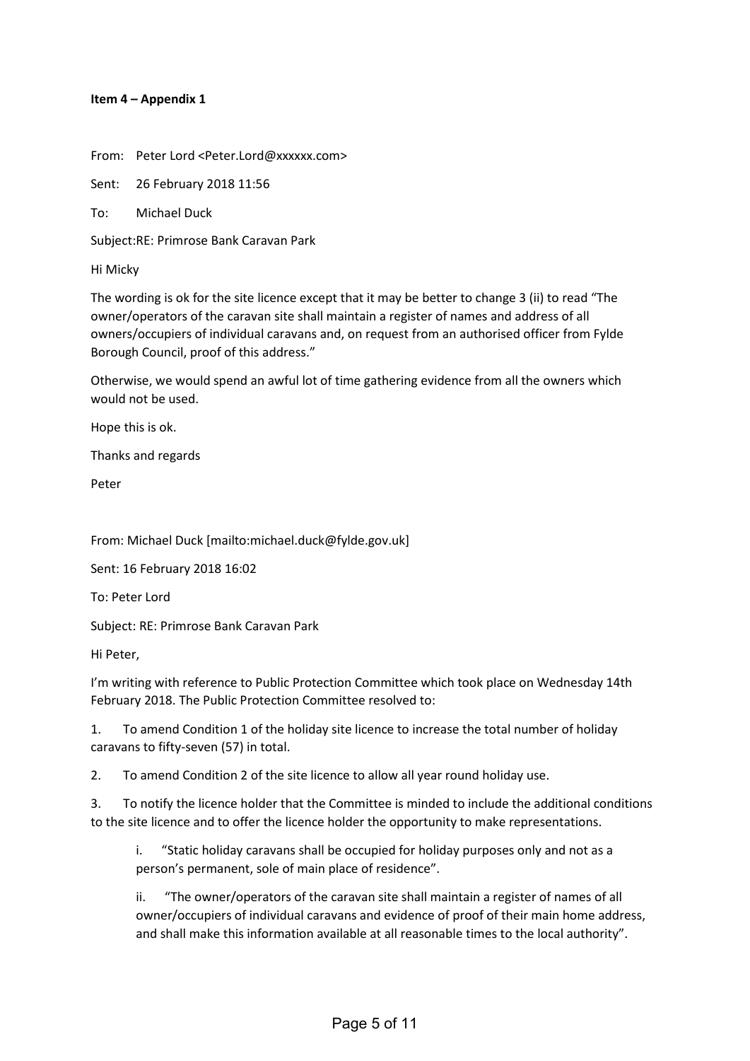**Item 4 – Appendix 1**

From: Peter Lord <Peter.Lord@xxxxxx.com>

Sent: 26 February 2018 11:56

To: Michael Duck

Subject:RE: Primrose Bank Caravan Park

Hi Micky

The wording is ok for the site licence except that it may be better to change 3 (ii) to read "The owner/operators of the caravan site shall maintain a register of names and address of all owners/occupiers of individual caravans and, on request from an authorised officer from Fylde Borough Council, proof of this address."

Otherwise, we would spend an awful lot of time gathering evidence from all the owners which would not be used.

Hope this is ok.

Thanks and regards

Peter

From: Michael Duck [mailto:michael.duck@fylde.gov.uk]

Sent: 16 February 2018 16:02

To: Peter Lord

Subject: RE: Primrose Bank Caravan Park

Hi Peter,

I'm writing with reference to Public Protection Committee which took place on Wednesday 14th February 2018. The Public Protection Committee resolved to:

1. To amend Condition 1 of the holiday site licence to increase the total number of holiday caravans to fifty-seven (57) in total.

2. To amend Condition 2 of the site licence to allow all year round holiday use.

3. To notify the licence holder that the Committee is minded to include the additional conditions to the site licence and to offer the licence holder the opportunity to make representations.

    i. "Static holiday caravans shall be occupied for holiday purposes only and not as a person's permanent, sole of main place of residence".

    ii. "The owner/operators of the caravan site shall maintain a register of names of all owner/occupiers of individual caravans and evidence of proof of their main home address, and shall make this information available at all reasonable times to the local authority".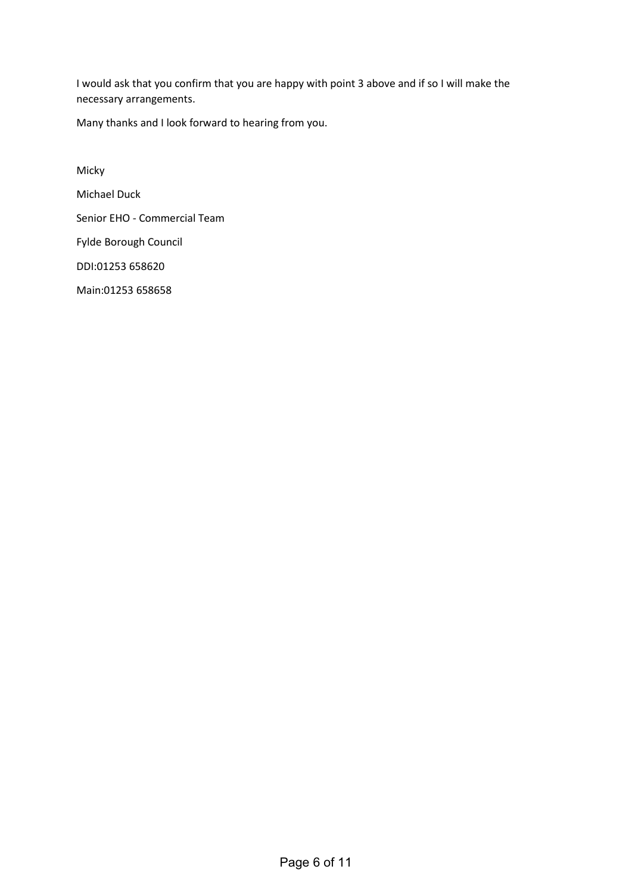I would ask that you confirm that you are happy with point 3 above and if so I will make the necessary arrangements.

Many thanks and I look forward to hearing from you.

Micky

Michael Duck

Senior EHO - Commercial Team

Fylde Borough Council

DDI:01253 658620

Main:01253 658658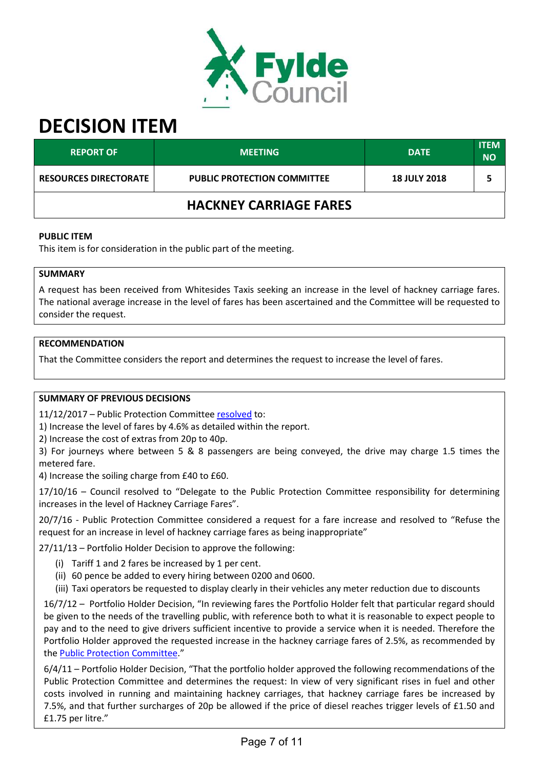# DECISION ITEM

| REPORT OF | MEETING | DATE | ITEM NO |
|---|---|---|---|
| RESOURCES DIRECTORATE | PUBLIC PROTECTION COMMITTEE | 18 JULY 2018 | 5 |
| HACKNEY CARRIAGE FARES | | | |

**PUBLIC ITEM**

This item is for consideration in the public part of the meeting.

**SUMMARY**

A request has been received from Whitesides Taxis seeking an increase in the level of hackney carriage fares. The national average increase in the level of fares has been ascertained and the Committee will be requested to consider the request.

**RECOMMENDATION**

That the Committee considers the report and determines the request to increase the level of fares.

**SUMMARY OF PREVIOUS DECISIONS**

11/12/2017 – Public Protection Committee resolved to:

1) Increase the level of fares by 4.6% as detailed within the report.
2) Increase the cost of extras from 20p to 40p.
3) For journeys where between 5 & 8 passengers are being conveyed, the drive may charge 1.5 times the metered fare.
4) Increase the soiling charge from £40 to £60.

17/10/16 – Council resolved to "Delegate to the Public Protection Committee responsibility for determining increases in the level of Hackney Carriage Fares".

20/7/16 - Public Protection Committee considered a request for a fare increase and resolved to "Refuse the request for an increase in level of hackney carriage fares as being inappropriate"

27/11/13 – Portfolio Holder Decision to approve the following:

(i) Tariff 1 and 2 fares be increased by 1 per cent.
(ii) 60 pence be added to every hiring between 0200 and 0600.
(iii) Taxi operators be requested to display clearly in their vehicles any meter reduction due to discounts

16/7/12 – Portfolio Holder Decision, "In reviewing fares the Portfolio Holder felt that particular regard should be given to the needs of the travelling public, with reference both to what it is reasonable to expect people to pay and to the need to give drivers sufficient incentive to provide a service when it is needed. Therefore the Portfolio Holder approved the requested increase in the hackney carriage fares of 2.5%, as recommended by the Public Protection Committee."

6/4/11 – Portfolio Holder Decision, "That the portfolio holder approved the following recommendations of the Public Protection Committee and determines the request: In view of very significant rises in fuel and other costs involved in running and maintaining hackney carriages, that hackney carriage fares be increased by 7.5%, and that further surcharges of 20p be allowed if the price of diesel reaches trigger levels of £1.50 and £1.75 per litre."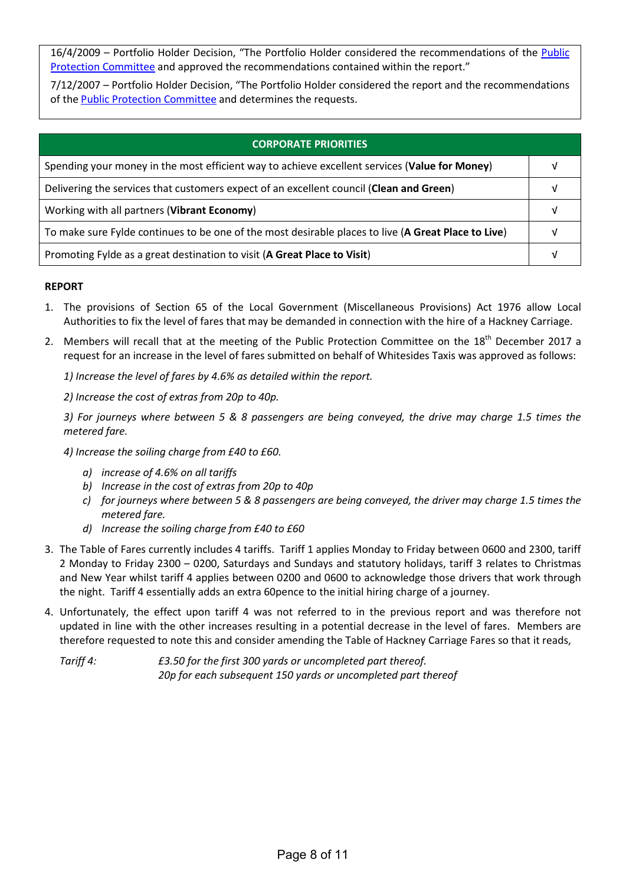16/4/2009 – Portfolio Holder Decision, "The Portfolio Holder considered the recommendations of the Public Protection Committee and approved the recommendations contained within the report."

7/12/2007 – Portfolio Holder Decision, "The Portfolio Holder considered the report and the recommendations of the Public Protection Committee and determines the requests.

| CORPORATE PRIORITIES | |
|---|---|
| Spending your money in the most efficient way to achieve excellent services (**Value for Money**) | √ |
| Delivering the services that customers expect of an excellent council (**Clean and Green**) | √ |
| Working with all partners (**Vibrant Economy**) | √ |
| To make sure Fylde continues to be one of the most desirable places to live (**A Great Place to Live**) | √ |
| Promoting Fylde as a great destination to visit (**A Great Place to Visit**) | √ |

**REPORT**

1. The provisions of Section 65 of the Local Government (Miscellaneous Provisions) Act 1976 allow Local Authorities to fix the level of fares that may be demanded in connection with the hire of a Hackney Carriage.

2. Members will recall that at the meeting of the Public Protection Committee on the 18th December 2017 a request for an increase in the level of fares submitted on behalf of Whitesides Taxis was approved as follows:

   *1) Increase the level of fares by 4.6% as detailed within the report.*

   *2) Increase the cost of extras from 20p to 40p.*

   *3) For journeys where between 5 & 8 passengers are being conveyed, the drive may charge 1.5 times the metered fare.*

   *4) Increase the soiling charge from £40 to £60.*

   a) *increase of 4.6% on all tariffs*
   b) *Increase in the cost of extras from 20p to 40p*
   c) *for journeys where between 5 & 8 passengers are being conveyed, the driver may charge 1.5 times the metered fare.*
   d) *Increase the soiling charge from £40 to £60*

3. The Table of Fares currently includes 4 tariffs. Tariff 1 applies Monday to Friday between 0600 and 2300, tariff 2 Monday to Friday 2300 – 0200, Saturdays and Sundays and statutory holidays, tariff 3 relates to Christmas and New Year whilst tariff 4 applies between 0200 and 0600 to acknowledge those drivers that work through the night. Tariff 4 essentially adds an extra 60pence to the initial hiring charge of a journey.

4. Unfortunately, the effect upon tariff 4 was not referred to in the previous report and was therefore not updated in line with the other increases resulting in a potential decrease in the level of fares. Members are therefore requested to note this and consider amending the Table of Hackney Carriage Fares so that it reads,

   *Tariff 4:* *£3.50 for the first 300 yards or uncompleted part thereof.*
   *20p for each subsequent 150 yards or uncompleted part thereof*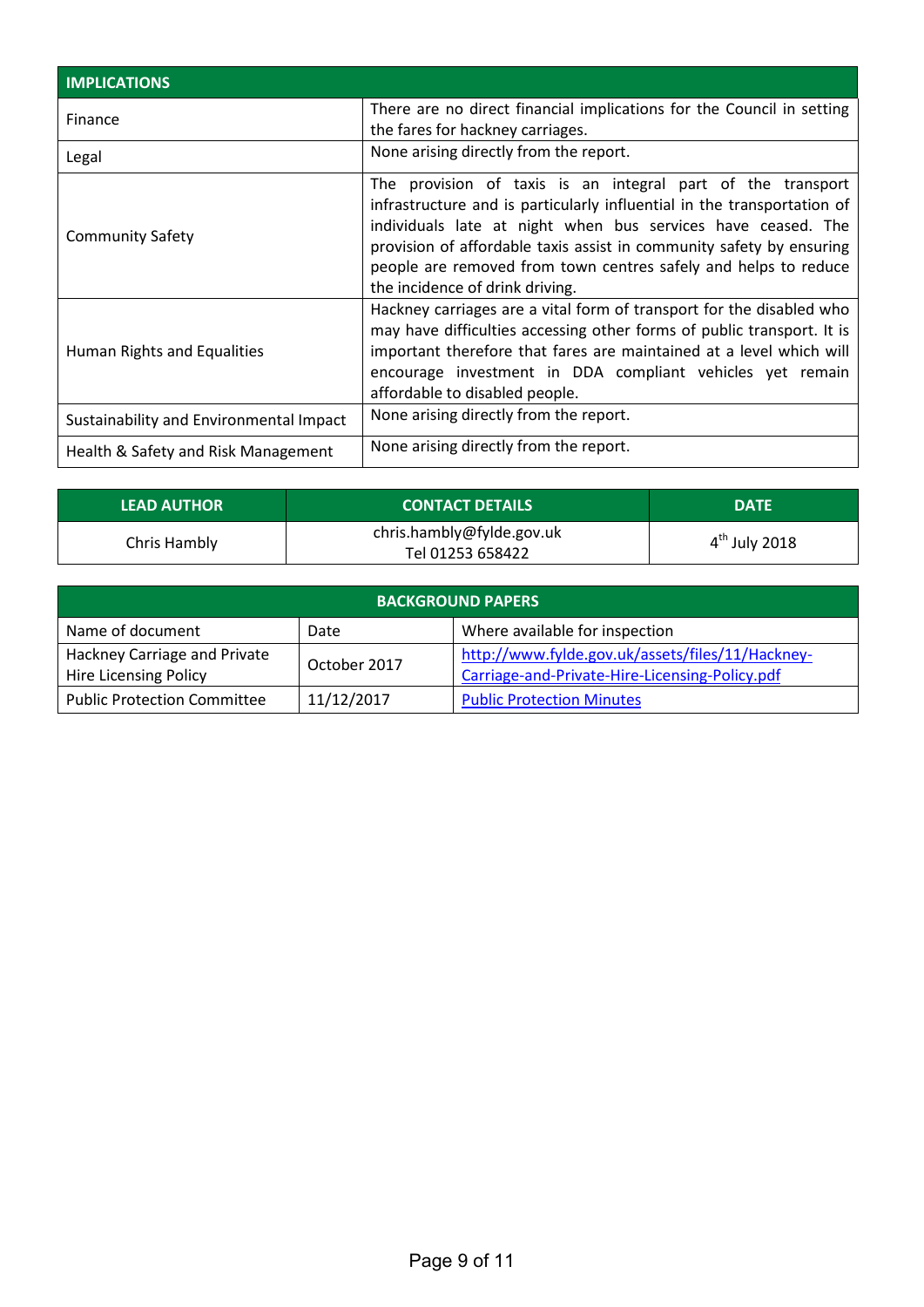| IMPLICATIONS | |
|---|---|
| Finance | There are no direct financial implications for the Council in setting the fares for hackney carriages. |
| Legal | None arising directly from the report. |
| Community Safety | The provision of taxis is an integral part of the transport infrastructure and is particularly influential in the transportation of individuals late at night when bus services have ceased. The provision of affordable taxis assist in community safety by ensuring people are removed from town centres safely and helps to reduce the incidence of drink driving. |
| Human Rights and Equalities | Hackney carriages are a vital form of transport for the disabled who may have difficulties accessing other forms of public transport. It is important therefore that fares are maintained at a level which will encourage investment in DDA compliant vehicles yet remain affordable to disabled people. |
| Sustainability and Environmental Impact | None arising directly from the report. |
| Health & Safety and Risk Management | None arising directly from the report. |

| LEAD AUTHOR | CONTACT DETAILS | DATE |
|---|---|---|
| Chris Hambly | chris.hambly@fylde.gov.uk<br>Tel 01253 658422 | 4th July 2018 |

| BACKGROUND PAPERS | | |
|---|---|---|
| Name of document | Date | Where available for inspection |
| Hackney Carriage and Private Hire Licensing Policy | October 2017 | http://www.fylde.gov.uk/assets/files/11/Hackney-Carriage-and-Private-Hire-Licensing-Policy.pdf |
| Public Protection Committee | 11/12/2017 | Public Protection Minutes |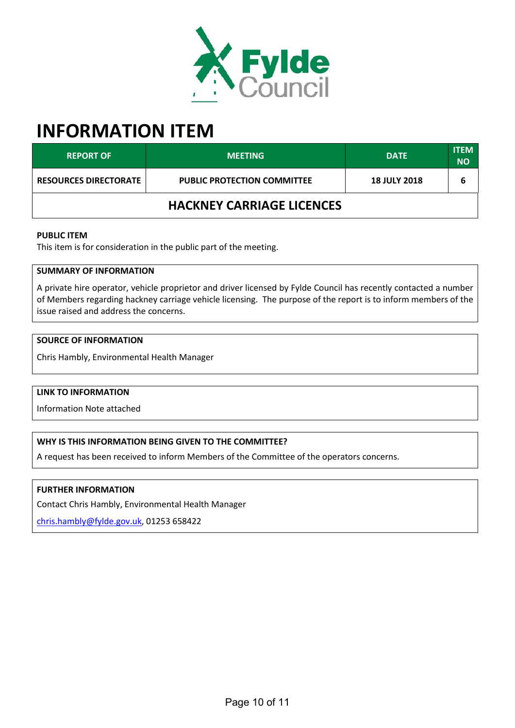# INFORMATION ITEM

| REPORT OF | MEETING | DATE | ITEM NO |
|---|---|---|---|
| RESOURCES DIRECTORATE | PUBLIC PROTECTION COMMITTEE | 18 JULY 2018 | 6 |
| **HACKNEY CARRIAGE LICENCES** | | | |

**PUBLIC ITEM**

This item is for consideration in the public part of the meeting.

**SUMMARY OF INFORMATION**

A private hire operator, vehicle proprietor and driver licensed by Fylde Council has recently contacted a number of Members regarding hackney carriage vehicle licensing. The purpose of the report is to inform members of the issue raised and address the concerns.

**SOURCE OF INFORMATION**

Chris Hambly, Environmental Health Manager

**LINK TO INFORMATION**

Information Note attached

**WHY IS THIS INFORMATION BEING GIVEN TO THE COMMITTEE?**

A request has been received to inform Members of the Committee of the operators concerns.

**FURTHER INFORMATION**

Contact Chris Hambly, Environmental Health Manager

chris.hambly@fylde.gov.uk, 01253 658422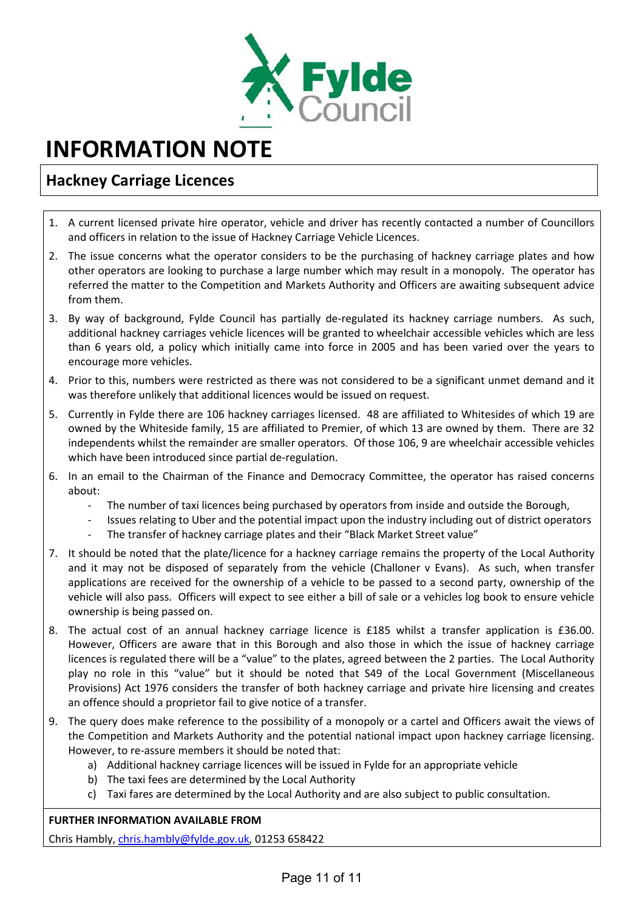# INFORMATION NOTE

## Hackney Carriage Licences

1. A current licensed private hire operator, vehicle and driver has recently contacted a number of Councillors and officers in relation to the issue of Hackney Carriage Vehicle Licences.
2. The issue concerns what the operator considers to be the purchasing of hackney carriage plates and how other operators are looking to purchase a large number which may result in a monopoly. The operator has referred the matter to the Competition and Markets Authority and Officers are awaiting subsequent advice from them.
3. By way of background, Fylde Council has partially de-regulated its hackney carriage numbers. As such, additional hackney carriages vehicle licences will be granted to wheelchair accessible vehicles which are less than 6 years old, a policy which initially came into force in 2005 and has been varied over the years to encourage more vehicles.
4. Prior to this, numbers were restricted as there was not considered to be a significant unmet demand and it was therefore unlikely that additional licences would be issued on request.
5. Currently in Fylde there are 106 hackney carriages licensed. 48 are affiliated to Whitesides of which 19 are owned by the Whiteside family, 15 are affiliated to Premier, of which 13 are owned by them. There are 32 independents whilst the remainder are smaller operators. Of those 106, 9 are wheelchair accessible vehicles which have been introduced since partial de-regulation.
6. In an email to the Chairman of the Finance and Democracy Committee, the operator has raised concerns about:
   - The number of taxi licences being purchased by operators from inside and outside the Borough,
   - Issues relating to Uber and the potential impact upon the industry including out of district operators
   - The transfer of hackney carriage plates and their "Black Market Street value"
7. It should be noted that the plate/licence for a hackney carriage remains the property of the Local Authority and it may not be disposed of separately from the vehicle (Challoner v Evans). As such, when transfer applications are received for the ownership of a vehicle to be passed to a second party, ownership of the vehicle will also pass. Officers will expect to see either a bill of sale or a vehicles log book to ensure vehicle ownership is being passed on.
8. The actual cost of an annual hackney carriage licence is £185 whilst a transfer application is £36.00. However, Officers are aware that in this Borough and also those in which the issue of hackney carriage licences is regulated there will be a "value" to the plates, agreed between the 2 parties. The Local Authority play no role in this "value" but it should be noted that S49 of the Local Government (Miscellaneous Provisions) Act 1976 considers the transfer of both hackney carriage and private hire licensing and creates an offence should a proprietor fail to give notice of a transfer.
9. The query does make reference to the possibility of a monopoly or a cartel and Officers await the views of the Competition and Markets Authority and the potential national impact upon hackney carriage licensing. However, to re-assure members it should be noted that:
   a) Additional hackney carriage licences will be issued in Fylde for an appropriate vehicle
   b) The taxi fees are determined by the Local Authority
   c) Taxi fares are determined by the Local Authority and are also subject to public consultation.

**FURTHER INFORMATION AVAILABLE FROM**

Chris Hambly, chris.hambly@fylde.gov.uk, 01253 658422